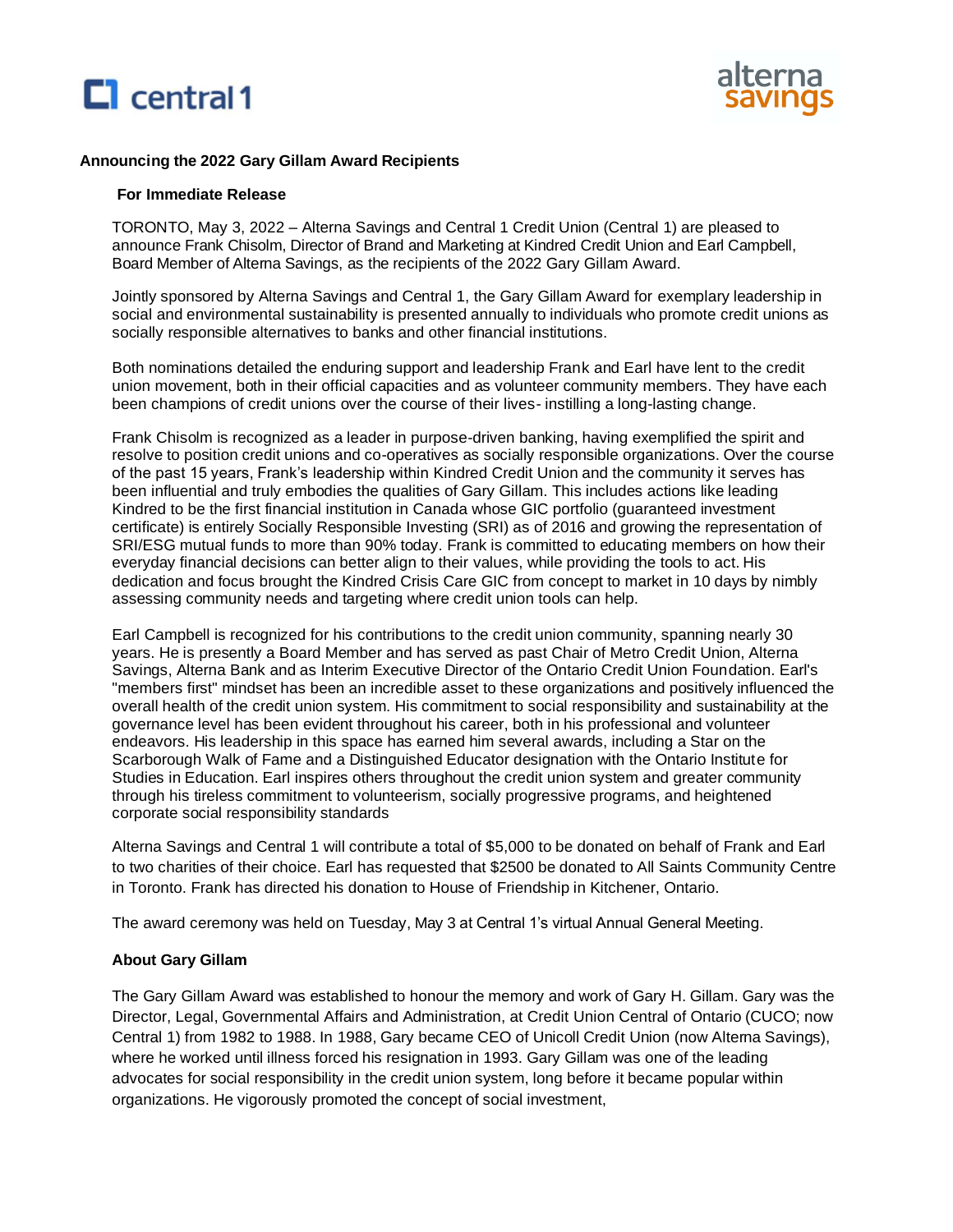**Announcing the 2022 Gary Gillam Award Recipients**

**For Immediate Release**

TORONTO, May 3, 2022 – Alterna Savings and Central 1 Credit Union (Central 1) are pleased to announce Frank Chisolm, Director of Brand and Marketing at Kindred Credit Union and Earl Campbell, Board Member of Alterna Savings, as the recipients of the 2022 Gary Gillam Award.

Jointly sponsored by Alterna Savings and Central 1, the Gary Gillam Award for exemplary leadership in social and environmental sustainability is presented annually to individuals who promote credit unions as socially responsible alternatives to banks and other financial institutions.

Both nominations detailed the enduring support and leadership Frank and Earl have lent to the credit union movement, both in their official capacities and as volunteer community members. They have each been champions of credit unions over the course of their lives- instilling a long-lasting change.

Frank Chisolm is recognized as a leader in purpose-driven banking, having exemplified the spirit and resolve to position credit unions and co-operatives as socially responsible organizations. Over the course of the past 15 years, Frank's leadership within Kindred Credit Union and the community it serves has been influential and truly embodies the qualities of Gary Gillam. This includes actions like leading Kindred to be the first financial institution in Canada whose GIC portfolio (guaranteed investment certificate) is entirely Socially Responsible Investing (SRI) as of 2016 and growing the representation of SRI/ESG mutual funds to more than 90% today. Frank is committed to educating members on how their everyday financial decisions can better align to their values, while providing the tools to act. His dedication and focus brought the Kindred Crisis Care GIC from concept to market in 10 days by nimbly assessing community needs and targeting where credit union tools can help.

Earl Campbell is recognized for his contributions to the credit union community, spanning nearly 30 years. He is presently a Board Member and has served as past Chair of Metro Credit Union, Alterna Savings, Alterna Bank and as Interim Executive Director of the Ontario Credit Union Foundation. Earl's "members first" mindset has been an incredible asset to these organizations and positively influenced the overall health of the credit union system. His commitment to social responsibility and sustainability at the governance level has been evident throughout his career, both in his professional and volunteer endeavors. His leadership in this space has earned him several awards, including a Star on the Scarborough Walk of Fame and a Distinguished Educator designation with the Ontario Institute for Studies in Education. Earl inspires others throughout the credit union system and greater community through his tireless commitment to volunteerism, socially progressive programs, and heightened corporate social responsibility standards

Alterna Savings and Central 1 will contribute a total of $5,000 to be donated on behalf of Frank and Earl to two charities of their choice. Earl has requested that $2500 be donated to All Saints Community Centre in Toronto. Frank has directed his donation to House of Friendship in Kitchener, Ontario.

The award ceremony was held on Tuesday, May 3 at Central 1's virtual Annual General Meeting.

**About Gary Gillam**

The Gary Gillam Award was established to honour the memory and work of Gary H. Gillam. Gary was the Director, Legal, Governmental Affairs and Administration, at Credit Union Central of Ontario (CUCO; now Central 1) from 1982 to 1988. In 1988, Gary became CEO of Unicoll Credit Union (now Alterna Savings), where he worked until illness forced his resignation in 1993. Gary Gillam was one of the leading advocates for social responsibility in the credit union system, long before it became popular within organizations. He vigorously promoted the concept of social investment,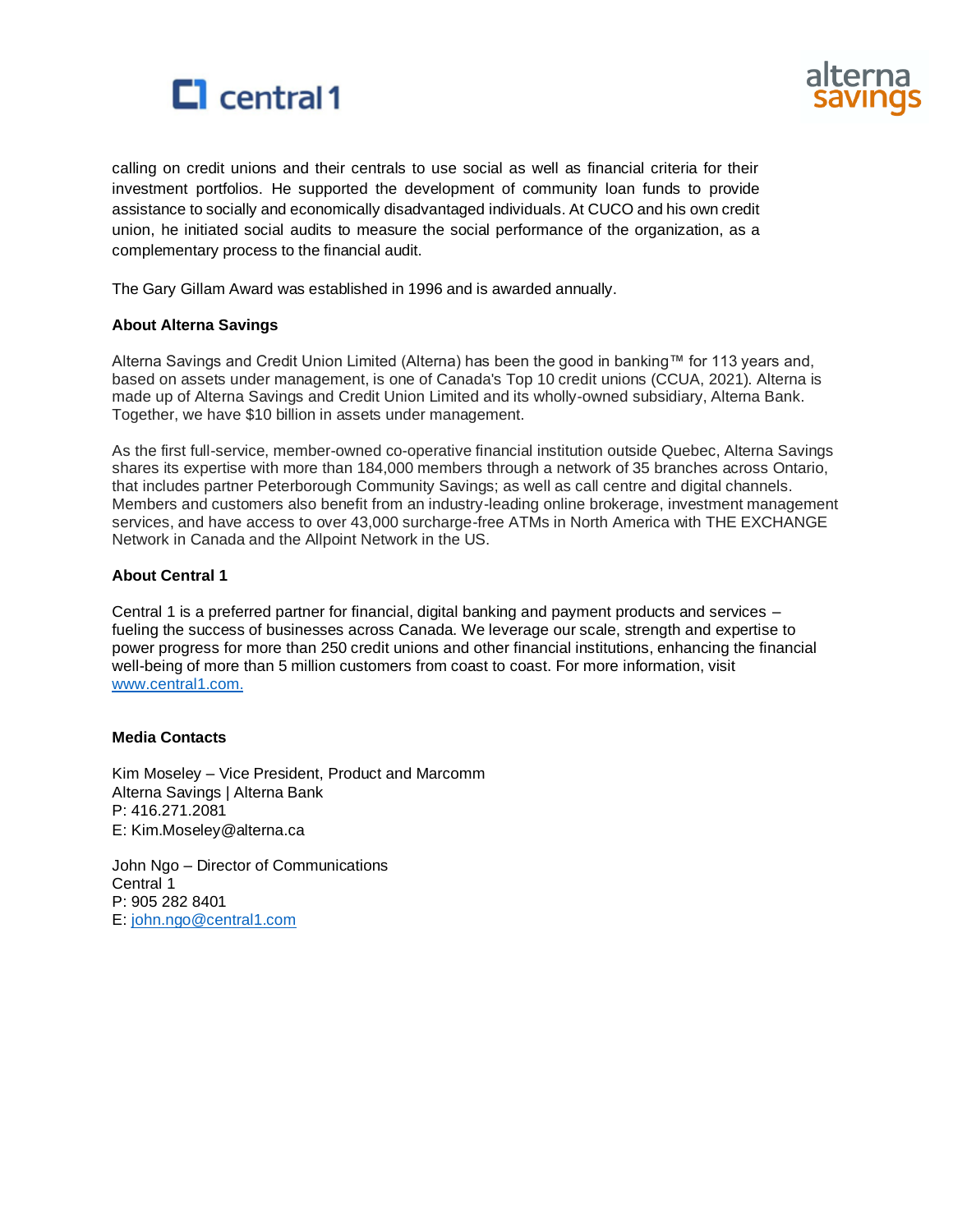calling on credit unions and their centrals to use social as well as financial criteria for their investment portfolios. He supported the development of community loan funds to provide assistance to socially and economically disadvantaged individuals. At CUCO and his own credit union, he initiated social audits to measure the social performance of the organization, as a complementary process to the financial audit.

The Gary Gillam Award was established in 1996 and is awarded annually.

**About Alterna Savings**

Alterna Savings and Credit Union Limited (Alterna) has been the good in banking™ for 113 years and, based on assets under management, is one of Canada's Top 10 credit unions (CCUA, 2021). Alterna is made up of Alterna Savings and Credit Union Limited and its wholly-owned subsidiary, Alterna Bank. Together, we have $10 billion in assets under management.

As the first full-service, member-owned co-operative financial institution outside Quebec, Alterna Savings shares its expertise with more than 184,000 members through a network of 35 branches across Ontario, that includes partner Peterborough Community Savings; as well as call centre and digital channels. Members and customers also benefit from an industry-leading online brokerage, investment management services, and have access to over 43,000 surcharge-free ATMs in North America with THE EXCHANGE Network in Canada and the Allpoint Network in the US.

**About Central 1**

Central 1 is a preferred partner for financial, digital banking and payment products and services – fueling the success of businesses across Canada. We leverage our scale, strength and expertise to power progress for more than 250 credit unions and other financial institutions, enhancing the financial well-being of more than 5 million customers from coast to coast. For more information, visit www.central1.com.

**Media Contacts**

Kim Moseley – Vice President, Product and Marcomm
Alterna Savings | Alterna Bank
P: 416.271.2081
E: Kim.Moseley@alterna.ca

John Ngo – Director of Communications
Central 1
P: 905 282 8401
E: john.ngo@central1.com